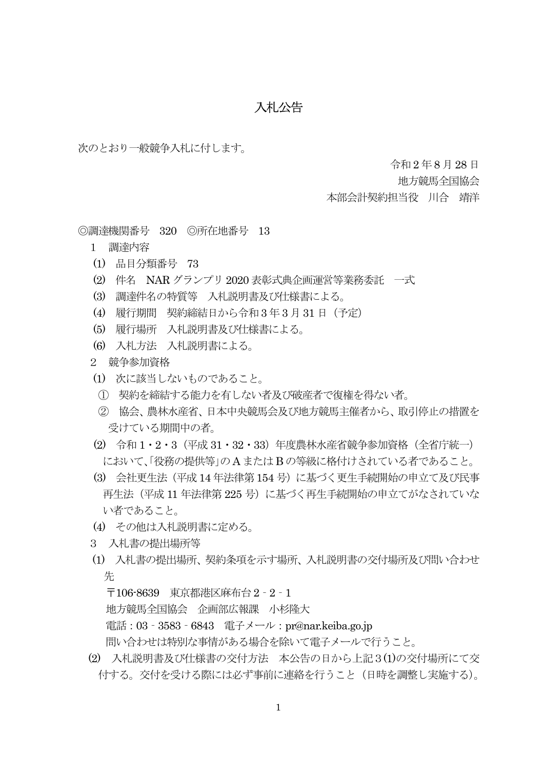// 入札公告

# 入札公告

次のとおり一般競争入札に付します。

令和２年８月 28 日
地方競馬全国協会
本部会計契約担当役　川合　靖洋

◎調達機関番号　320　◎所在地番号　13

１　調達内容

⑴　品目分類番号　73

⑵　件名　NAR グランプリ 2020 表彰式典企画運営等業務委託　一式

⑶　調達件名の特質等　入札説明書及び仕様書による。

⑷　履行期間　契約締結日から令和３年３月 31 日（予定）

⑸　履行場所　入札説明書及び仕様書による。

⑹　入札方法　入札説明書による。

２　競争参加資格

⑴　次に該当しないものであること。

①　契約を締結する能力を有しない者及び破産者で復権を得ない者。

②　協会、農林水産省、日本中央競馬会及び地方競馬主催者から、取引停止の措置を受けている期間中の者。

⑵　令和１・２・３（平成 31・32・33）年度農林水産省競争参加資格（全省庁統一）において、「役務の提供等」の A または B の等級に格付けされている者であること。

⑶　会社更生法（平成 14 年法律第 154 号）に基づく更生手続開始の申立て及び民事再生法（平成 11 年法律第 225 号）に基づく再生手続開始の申立てがなされていない者であること。

⑷　その他は入札説明書に定める。

３　入札書の提出場所等

⑴　入札書の提出場所、契約条項を示す場所、入札説明書の交付場所及び問い合わせ先

〒106-8639　東京都港区麻布台２‐２‐１

地方競馬全国協会　企画部広報課　小杉隆大

電話：03‐3583‐6843　電子メール：pr@nar.keiba.go.jp

問い合わせは特別な事情がある場合を除いて電子メールで行うこと。

⑵　入札説明書及び仕様書の交付方法　本公告の日から上記３⑴の交付場所にて交付する。交付を受ける際には必ず事前に連絡を行うこと（日時を調整し実施する）。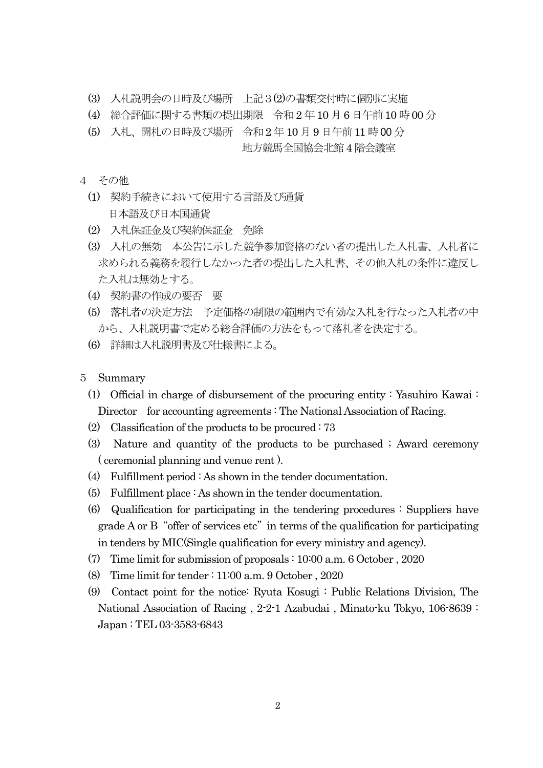(3)　入札説明会の日時及び場所　上記３(2)の書類交付時に個別に実施

(4)　総合評価に関する書類の提出期限　令和２年 10 月６日午前 10 時 00 分

(5)　入札、開札の日時及び場所　令和２年 10 月９日午前 11 時 00 分
地方競馬全国協会北館４階会議室

４　その他

(1)　契約手続きにおいて使用する言語及び通貨
日本語及び日本国通貨

(2)　入札保証金及び契約保証金　免除

(3)　入札の無効　本公告に示した競争参加資格のない者の提出した入札書、入札者に求められる義務を履行しなかった者の提出した入札書、その他入札の条件に違反した入札は無効とする。

(4)　契約書の作成の要否　要

(5)　落札者の決定方法　予定価格の制限の範囲内で有効な入札を行なった入札者の中から、入札説明書で定める総合評価の方法をもって落札者を決定する。

(6)　詳細は入札説明書及び仕様書による。

５　Summary

(1)　Official in charge of disbursement of the procuring entity : Yasuhiro Kawai : Director　for accounting agreements : The National Association of Racing.

(2)　Classification of the products to be procured : 73

(3)　Nature and quantity of the products to be purchased ; Award ceremony ( ceremonial planning and venue rent ).

(4)　Fulfillment period : As shown in the tender documentation.

(5)　Fulfillment place : As shown in the tender documentation.

(6)　Qualification for participating in the tendering procedures : Suppliers have grade A or B “offer of services etc” in terms of the qualification for participating in tenders by MIC(Single qualification for every ministry and agency).

(7)　Time limit for submission of proposals : 10:00 a.m. 6 October , 2020

(8)　Time limit for tender : 11:00 a.m. 9 October , 2020

(9)　Contact point for the notice: Ryuta Kosugi : Public Relations Division, The National Association of Racing , 2-2-1 Azabudai , Minato-ku Tokyo, 106-8639 : Japan : TEL 03-3583-6843